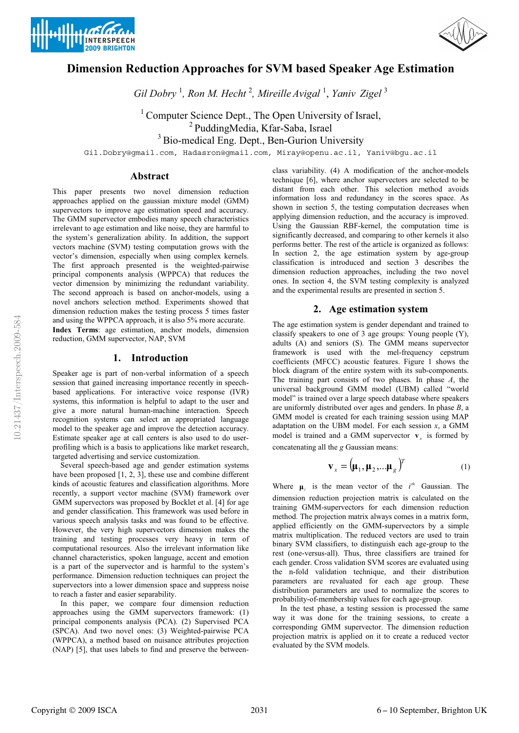# Dimension Reduction Approaches for SVM based Speaker Age Estimation

*Gil Dobry* [1], *Ron M. Hecht* [2], *Mireille Avigal* [1], *Yaniv Zigel* [3]

[1] Computer Science Dept., The Open University of Israel,
[2] PuddingMedia, Kfar-Saba, Israel
[3] Bio-medical Eng. Dept., Ben-Gurion University

Gil.Dobry@gmail.com, Hadasron@gmail.com, Miray@openu.ac.il, Yaniv@bgu.ac.il

## Abstract

This paper presents two novel dimension reduction approaches applied on the gaussian mixture model (GMM) supervectors to improve age estimation speed and accuracy. The GMM supervector embodies many speech characteristics irrelevant to age estimation and like noise, they are harmful to the system's generalization ability. In addition, the support vectors machine (SVM) testing computation grows with the vector's dimension, especially when using complex kernels. The first approach presented is the weighted-pairwise principal components analysis (WPPCA) that reduces the vector dimension by minimizing the redundant variability. The second approach is based on anchor-models, using a novel anchors selection method. Experiments showed that dimension reduction makes the testing process 5 times faster and using the WPPCA approach, it is also 5% more accurate.

**Index Terms**: age estimation, anchor models, dimension reduction, GMM supervector, NAP, SVM

## 1. Introduction

Speaker age is part of non-verbal information of a speech session that gained increasing importance recently in speech-based applications. For interactive voice response (IVR) systems, this information is helpful to adapt to the user and give a more natural human-machine interaction. Speech recognition systems can select an appropriated language model to the speaker age and improve the detection accuracy. Estimate speaker age at call centers is also used to do user-profiling which is a basis to applications like market research, targeted advertising and service customization.

Several speech-based age and gender estimation systems have been proposed [1, 2, 3], these use and combine different kinds of acoustic features and classification algorithms. More recently, a support vector machine (SVM) framework over GMM supervectors was proposed by Bocklet et al. [4] for age and gender classification. This framework was used before in various speech analysis tasks and was found to be effective. However, the very high supervectors dimension makes the training and testing processes very heavy in term of computational resources. Also the irrelevant information like channel characteristics, spoken language, accent and emotion is a part of the supervector and is harmful to the system's performance. Dimension reduction techniques can project the supervectors into a lower dimension space and suppress noise to reach a faster and easier separability.

In this paper, we compare four dimension reduction approaches using the GMM supervectors framework: (1) principal components analysis (PCA). (2) Supervised PCA (SPCA). And two novel ones: (3) Weighted-pairwise PCA (WPPCA), a method based on nuisance attributes projection (NAP) [5], that uses labels to find and preserve the between-class variability. (4) A modification of the anchor-models technique [6], where anchor supervectors are selected to be distant from each other. This selection method avoids information loss and redundancy in the scores space. As shown in section 5, the testing computation decreases when applying dimension reduction, and the accuracy is improved. Using the Gaussian RBF-kernel, the computation time is significantly decreased, and comparing to other kernels it also performs better. The rest of the article is organized as follows: In section 2, the age estimation system by age-group classification is introduced and section 3 describes the dimension reduction approaches, including the two novel ones. In section 4, the SVM testing complexity is analyzed and the experimental results are presented in section 5.

## 2. Age estimation system

The age estimation system is gender dependant and trained to classify speakers to one of 3 age groups: Young people (Y), adults (A) and seniors (S). The GMM means supervector framework is used with the mel-frequency cepstrum coefficients (MFCC) acoustic features. Figure 1 shows the block diagram of the entire system with its sub-components. The training part consists of two phases. In phase *A*, the universal background GMM model (UBM) called "world model" is trained over a large speech database where speakers are uniformly distributed over ages and genders. In phase *B*, a GMM model is created for each training session using MAP adaptation on the UBM model. For each session *x*, a GMM model is trained and a GMM supervector $\mathbf{v}_x$ is formed by concatenating all the *g* Gaussian means:

$$\mathbf{v}_x = (\boldsymbol{\mu}_1, \boldsymbol{\mu}_2, \ldots \boldsymbol{\mu}_g)^T \tag{1}$$

Where $\boldsymbol{\mu}_i$ is the mean vector of the $i^{th}$ Gaussian. The dimension reduction projection matrix is calculated on the training GMM-supervectors for each dimension reduction method. The projection matrix always comes in a matrix form, applied efficiently on the GMM-supervectors by a simple matrix multiplication. The reduced vectors are used to train binary SVM classifiers, to distinguish each age-group to the rest (one-versus-all). Thus, three classifiers are trained for each gender. Cross validation SVM scores are evaluated using the n-fold validation technique, and their distribution parameters are revaluated for each age group. These distribution parameters are used to normalize the scores to probability-of-membership values for each age-group.

In the test phase, a testing session is processed the same way it was done for the training sessions, to create a corresponding GMM supervector. The dimension reduction projection matrix is applied on it to create a reduced vector evaluated by the SVM models.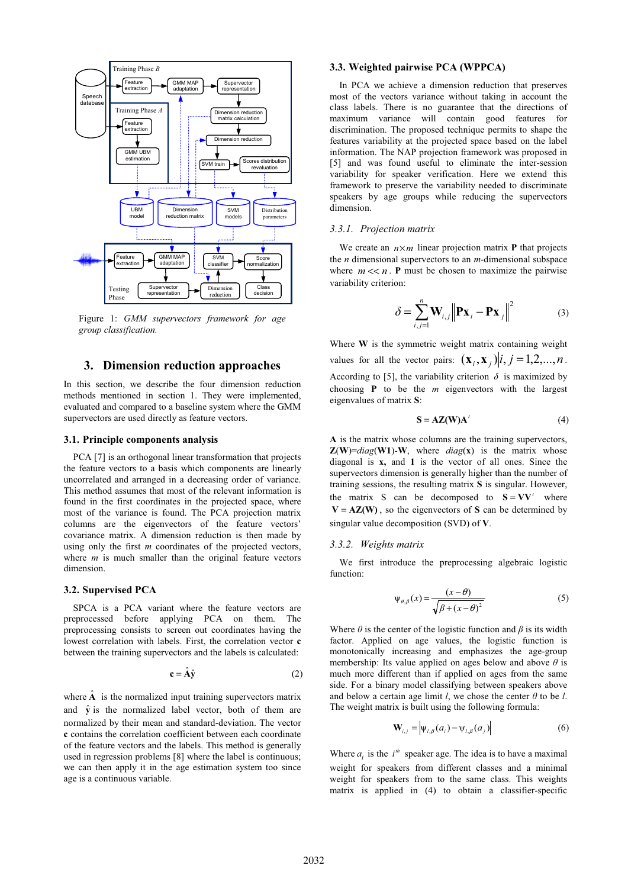Figure 1: *GMM supervectors framework for age group classification.*

## 3. Dimension reduction approaches

In this section, we describe the four dimension reduction methods mentioned in section 1. They were implemented, evaluated and compared to a baseline system where the GMM supervectors are used directly as feature vectors.

### 3.1. Principle components analysis

PCA [7] is an orthogonal linear transformation that projects the feature vectors to a basis which components are linearly uncorrelated and arranged in a decreasing order of variance. This method assumes that most of the relevant information is found in the first coordinates in the projected space, where most of the variance is found. The PCA projection matrix columns are the eigenvectors of the feature vectors' covariance matrix. A dimension reduction is then made by using only the first *m* coordinates of the projected vectors, where *m* is much smaller than the original feature vectors dimension.

### 3.2. Supervised PCA

SPCA is a PCA variant where the feature vectors are preprocessed before applying PCA on them. The preprocessing consists to screen out coordinates having the lowest correlation with labels. First, the correlation vector $\mathbf{c}$ between the training supervectors and the labels is calculated:

$$\mathbf{c} = \hat{\mathbf{A}}\hat{\mathbf{y}} \tag{2}$$

where $\hat{\mathbf{A}}$ is the normalized input training supervectors matrix and $\hat{\mathbf{y}}$ is the normalized label vector, both of them are normalized by their mean and standard-deviation. The vector $\mathbf{c}$ contains the correlation coefficient between each coordinate of the feature vectors and the labels. This method is generally used in regression problems [8] where the label is continuous; we can then apply it in the age estimation system too since age is a continuous variable.

### 3.3. Weighted pairwise PCA (WPPCA)

In PCA we achieve a dimension reduction that preserves most of the vectors variance without taking in account the class labels. There is no guarantee that the directions of maximum variance will contain good features for discrimination. The proposed technique permits to shape the features variability at the projected space based on the label information. The NAP projection framework was proposed in [5] and was found useful to eliminate the inter-session variability for speaker verification. Here we extend this framework to preserve the variability needed to discriminate speakers by age groups while reducing the supervectors dimension.

#### 3.3.1. *Projection matrix*

We create an $n \times m$ linear projection matrix $\mathbf{P}$ that projects the *n* dimensional supervectors to an *m*-dimensional subspace where $m << n$. $\mathbf{P}$ must be chosen to maximize the pairwise variability criterion:

$$\delta = \sum_{i,j=1}^{n} \mathbf{W}_{i,j} \left\| \mathbf{P}\mathbf{x}_i - \mathbf{P}\mathbf{x}_j \right\|^2 \tag{3}$$

Where $\mathbf{W}$ is the symmetric weight matrix containing weight values for all the vector pairs: $(\mathbf{x}_i, \mathbf{x}_j) | i, j = 1,2,...,n$. According to [5], the variability criterion $\delta$ is maximized by choosing $\mathbf{P}$ to be the *m* eigenvectors with the largest eigenvalues of matrix $\mathbf{S}$:

$$\mathbf{S} = \mathbf{AZ(W)A}' \tag{4}$$

$\mathbf{A}$ is the matrix whose columns are the training supervectors, $\mathbf{Z(W)}$=*diag*($\mathbf{W1}$)-$\mathbf{W}$, where *diag*($\mathbf{x}$) is the matrix whose diagonal is $\mathbf{x}$, and $\mathbf{1}$ is the vector of all ones. Since the supervectors dimension is generally higher than the number of training sessions, the resulting matrix $\mathbf{S}$ is singular. However, the matrix S can be decomposed to $\mathbf{S} = \mathbf{VV}'$ where $\mathbf{V} = \mathbf{AZ(W)}$, so the eigenvectors of $\mathbf{S}$ can be determined by singular value decomposition (SVD) of $\mathbf{V}$.

#### 3.3.2. *Weights matrix*

We first introduce the preprocessing algebraic logistic function:

$$\psi_{\theta,\beta}(x) = \frac{(x-\theta)}{\sqrt{\beta + (x-\theta)^2}} \tag{5}$$

Where $\theta$ is the center of the logistic function and $\beta$ is its width factor. Applied on age values, the logistic function is monotonically increasing and emphasizes the age-group membership: Its value applied on ages below and above $\theta$ is much more different than if applied on ages from the same side. For a binary model classifying between speakers above and below a certain age limit *l*, we chose the center $\theta$ to be *l*. The weight matrix is built using the following formula:

$$\mathbf{W}_{i,j} = \left| \psi_{l,\beta}(a_i) - \psi_{l,\beta}(a_j) \right| \tag{6}$$

Where $a_i$ is the $i^{th}$ speaker age. The idea is to have a maximal weight for speakers from different classes and a minimal weight for speakers from to the same class. This weights matrix is applied in (4) to obtain a classifier-specific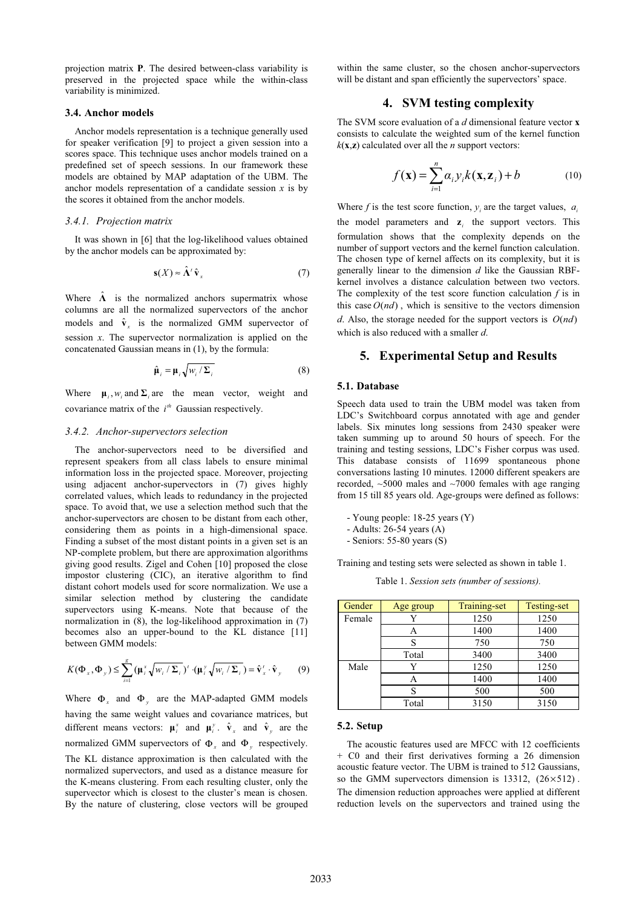projection matrix **P**. The desired between-class variability is preserved in the projected space while the within-class variability is minimized.

### 3.4. Anchor models

Anchor models representation is a technique generally used for speaker verification [9] to project a given session into a scores space. This technique uses anchor models trained on a predefined set of speech sessions. In our framework these models are obtained by MAP adaptation of the UBM. The anchor models representation of a candidate session $x$ is by the scores it obtained from the anchor models.

#### *3.4.1. Projection matrix*

It was shown in [6] that the log-likelihood values obtained by the anchor models can be approximated by:

$$\mathbf{s}(X) \approx \hat{\mathbf{\Lambda}}^t \, \hat{\mathbf{v}}_x \tag{7}$$

Where $\hat{\mathbf{\Lambda}}$ is the normalized anchors supermatrix whose columns are all the normalized supervectors of the anchor models and $\hat{\mathbf{v}}_x$ is the normalized GMM supervector of session $x$. The supervector normalization is applied on the concatenated Gaussian means in (1), by the formula:

$$\hat{\boldsymbol{\mu}}_i = \boldsymbol{\mu}_i \sqrt{w_i / \boldsymbol{\Sigma}_i} \tag{8}$$

Where $\boldsymbol{\mu}_i, w_i$ and $\boldsymbol{\Sigma}_i$ are the mean vector, weight and covariance matrix of the $i^{th}$ Gaussian respectively.

#### *3.4.2. Anchor-supervectors selection*

The anchor-supervectors need to be diversified and represent speakers from all class labels to ensure minimal information loss in the projected space. Moreover, projecting using adjacent anchor-supervectors in (7) gives highly correlated values, which leads to redundancy in the projected space. To avoid that, we use a selection method such that the anchor-supervectors are chosen to be distant from each other, considering them as points in a high-dimensional space. Finding a subset of the most distant points in a given set is an NP-complete problem, but there are approximation algorithms giving good results. Zigel and Cohen [10] proposed the close impostor clustering (CIC), an iterative algorithm to find distant cohort models used for score normalization. We use a similar selection method by clustering the candidate supervectors using K-means. Note that because of the normalization in (8), the log-likelihood approximation in (7) becomes also an upper-bound to the KL distance [11] between GMM models:

$$K(\Phi_x, \Phi_y) \le \sum_{i=1}^{g} (\boldsymbol{\mu}_i^x \sqrt{w_i / \boldsymbol{\Sigma}_i})^t \cdot (\boldsymbol{\mu}_i^y \sqrt{w_i / \boldsymbol{\Sigma}_i}) = \hat{\mathbf{v}}_x^t \cdot \hat{\mathbf{v}}_y \tag{9}$$

Where $\Phi_x$ and $\Phi_y$ are the MAP-adapted GMM models having the same weight values and covariance matrices, but different means vectors: $\boldsymbol{\mu}_i^x$ and $\boldsymbol{\mu}_i^y$. $\hat{\mathbf{v}}_x$ and $\hat{\mathbf{v}}_y$ are the normalized GMM supervectors of $\Phi_x$ and $\Phi_y$ respectively. The KL distance approximation is then calculated with the normalized supervectors, and used as a distance measure for the K-means clustering. From each resulting cluster, only the supervector which is closest to the cluster's mean is chosen. By the nature of clustering, close vectors will be grouped within the same cluster, so the chosen anchor-supervectors will be distant and span efficiently the supervectors' space.

## 4. SVM testing complexity

The SVM score evaluation of a $d$ dimensional feature vector $\mathbf{x}$ consists to calculate the weighted sum of the kernel function $k(\mathbf{x},\mathbf{z})$ calculated over all the $n$ support vectors:

$$f(\mathbf{x}) = \sum_{i=1}^{n} \alpha_i y_i k(\mathbf{x}, \mathbf{z}_i) + b \tag{10}$$

Where $f$ is the test score function, $y_i$ are the target values, $a_i$ the model parameters and $\mathbf{z}_i$ the support vectors. This formulation shows that the complexity depends on the number of support vectors and the kernel function calculation. The chosen type of kernel affects on its complexity, but it is generally linear to the dimension $d$ like the Gaussian RBF-kernel involves a distance calculation between two vectors. The complexity of the test score function calculation $f$ is in this case $O(nd)$, which is sensitive to the vectors dimension $d$. Also, the storage needed for the support vectors is $O(nd)$ which is also reduced with a smaller $d$.

## 5. Experimental Setup and Results

### 5.1. Database

Speech data used to train the UBM model was taken from LDC's Switchboard corpus annotated with age and gender labels. Six minutes long sessions from 2430 speaker were taken summing up to around 50 hours of speech. For the training and testing sessions, LDC's Fisher corpus was used. This database consists of 11699 spontaneous phone conversations lasting 10 minutes. 12000 different speakers are recorded, ~5000 males and ~7000 females with age ranging from 15 till 85 years old. Age-groups were defined as follows:

- Young people: 18-25 years (Y)
- Adults: 26-54 years (A)
- Seniors: 55-80 years (S)

Training and testing sets were selected as shown in table 1.

Table 1. *Session sets (number of sessions).*

| Gender | Age group | Training-set | Testing-set |
|---|---|---|---|
| Female | Y | 1250 | 1250 |
| | A | 1400 | 1400 |
| | S | 750 | 750 |
| | Total | 3400 | 3400 |
| Male | Y | 1250 | 1250 |
| | A | 1400 | 1400 |
| | S | 500 | 500 |
| | Total | 3150 | 3150 |

### 5.2. Setup

The acoustic features used are MFCC with 12 coefficients + C0 and their first derivatives forming a 26 dimension acoustic feature vector. The UBM is trained to 512 Gaussians, so the GMM supervectors dimension is 13312, $(26 \times 512)$. The dimension reduction approaches were applied at different reduction levels on the supervectors and trained using the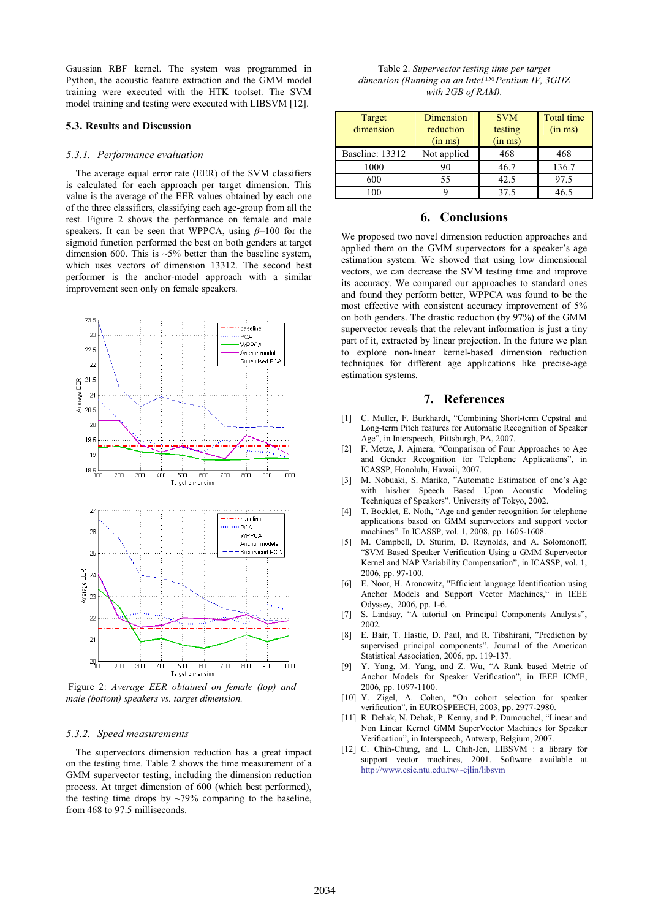Gaussian RBF kernel. The system was programmed in Python, the acoustic feature extraction and the GMM model training were executed with the HTK toolset. The SVM model training and testing were executed with LIBSVM [12].

### 5.3. Results and Discussion

#### *5.3.1. Performance evaluation*

The average equal error rate (EER) of the SVM classifiers is calculated for each approach per target dimension. This value is the average of the EER values obtained by each one of the three classifiers, classifying each age-group from all the rest. Figure 2 shows the performance on female and male speakers. It can be seen that WPPCA, using $\beta$=100 for the sigmoid function performed the best on both genders at target dimension 600. This is ~5% better than the baseline system, which uses vectors of dimension 13312. The second best performer is the anchor-model approach with a similar improvement seen only on female speakers.

23.5
23
22.5
22
21.5
21
20.5
20
19.5
19
18.5
Average EER
100 200 300 400 500 600 700 800 900 1000
Target dimension
baseline
PCA
WPPCA
Anchor models
Supervised PCA

27
26
25
24
23
22
21
20
Average EER
100 200 300 400 500 600 700 800 900 1000
Target dimension
baseline
PCA
WPPCA
Anchor models
Supervised PCA

Figure 2: *Average EER obtained on female (top) and male (bottom) speakers vs. target dimension.*

#### *5.3.2. Speed measurements*

The supervectors dimension reduction has a great impact on the testing time. Table 2 shows the time measurement of a GMM supervector testing, including the dimension reduction process. At target dimension of 600 (which best performed), the testing time drops by ~79% comparing to the baseline, from 468 to 97.5 milliseconds.

Table 2. *Supervector testing time per target dimension (Running on an Intel™ Pentium IV, 3GHZ with 2GB of RAM).*

| Target dimension | Dimension reduction (in ms) | SVM testing (in ms) | Total time (in ms) |
|---|---|---|---|
| Baseline: 13312 | Not applied | 468 | 468 |
| 1000 | 90 | 46.7 | 136.7 |
| 600 | 55 | 42.5 | 97.5 |
| 100 | 9 | 37.5 | 46.5 |

## 6. Conclusions

We proposed two novel dimension reduction approaches and applied them on the GMM supervectors for a speaker's age estimation system. We showed that using low dimensional vectors, we can decrease the SVM testing time and improve its accuracy. We compared our approaches to standard ones and found they perform better, WPPCA was found to be the most effective with consistent accuracy improvement of 5% on both genders. The drastic reduction (by 97%) of the GMM supervector reveals that the relevant information is just a tiny part of it, extracted by linear projection. In the future we plan to explore non-linear kernel-based dimension reduction techniques for different age applications like precise-age estimation systems.

## 7. References

[1] C. Muller, F. Burkhardt, "Combining Short-term Cepstral and Long-term Pitch features for Automatic Recognition of Speaker Age", in Interspeech, Pittsburgh, PA, 2007.

[2] F. Metze, J. Ajmera, "Comparison of Four Approaches to Age and Gender Recognition for Telephone Applications", in ICASSP, Honolulu, Hawaii, 2007.

[3] M. Nobuaki, S. Mariko, "Automatic Estimation of one's Age with his/her Speech Based Upon Acoustic Modeling Techniques of Speakers". University of Tokyo, 2002.

[4] T. Bocklet, E. Noth, "Age and gender recognition for telephone applications based on GMM supervectors and support vector machines". In ICASSP, vol. 1, 2008, pp. 1605-1608.

[5] M. Campbell, D. Sturim, D. Reynolds, and A. Solomonoff, "SVM Based Speaker Verification Using a GMM Supervector Kernel and NAP Variability Compensation", in ICASSP, vol. 1, 2006, pp. 97-100.

[6] E. Noor, H. Aronowitz, "Efficient language Identification using Anchor Models and Support Vector Machines," in IEEE Odyssey, 2006, pp. 1-6.

[7] S. Lindsay, "A tutorial on Principal Components Analysis", 2002.

[8] E. Bair, T. Hastie, D. Paul, and R. Tibshirani, "Prediction by supervised principal components". Journal of the American Statistical Association, 2006, pp. 119-137.

[9] Y. Yang, M. Yang, and Z. Wu, "A Rank based Metric of Anchor Models for Speaker Verification", in IEEE ICME, 2006, pp. 1097-1100.

[10] Y. Zigel, A. Cohen, "On cohort selection for speaker verification", in EUROSPEECH, 2003, pp. 2977-2980.

[11] R. Dehak, N. Dehak, P. Kenny, and P. Dumouchel, "Linear and Non Linear Kernel GMM SuperVector Machines for Speaker Verification", in Interspeech, Antwerp, Belgium, 2007.

[12] C. Chih-Chung, and L. Chih-Jen, LIBSVM : a library for support vector machines, 2001. Software available at http://www.csie.ntu.edu.tw/~cjlin/libsvm